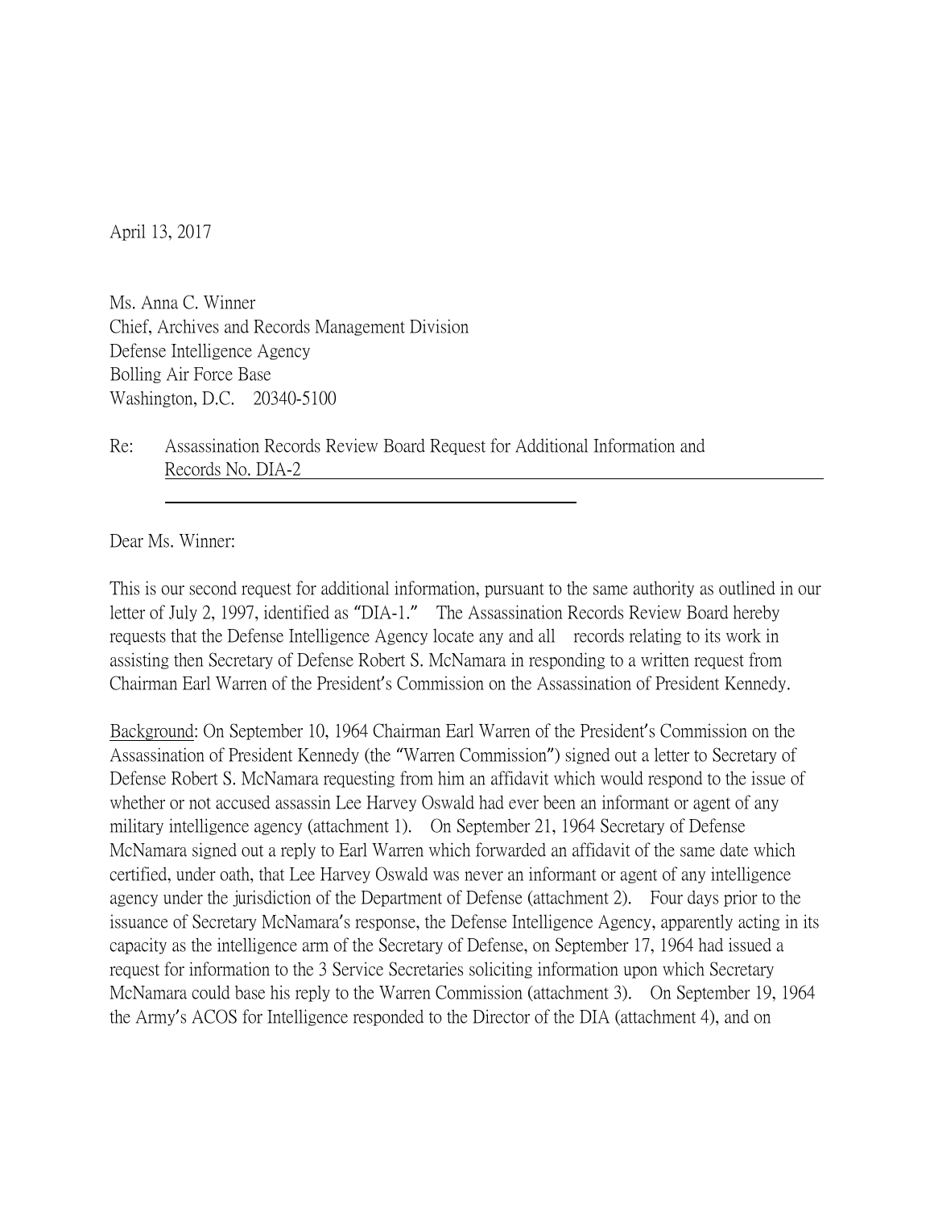April 13, 2017

Ms. Anna C. Winner
Chief, Archives and Records Management Division
Defense Intelligence Agency
Bolling Air Force Base
Washington, D.C. 20340-5100

Re: <u>Assassination Records Review Board Request for Additional Information and Records No. DIA-2</u>

Dear Ms. Winner:

This is our second request for additional information, pursuant to the same authority as outlined in our letter of July 2, 1997, identified as "DIA-1." The Assassination Records Review Board hereby requests that the Defense Intelligence Agency locate any and all records relating to its work in assisting then Secretary of Defense Robert S. McNamara in responding to a written request from Chairman Earl Warren of the President's Commission on the Assassination of President Kennedy.

<u>Background</u>: On September 10, 1964 Chairman Earl Warren of the President's Commission on the Assassination of President Kennedy (the "Warren Commission") signed out a letter to Secretary of Defense Robert S. McNamara requesting from him an affidavit which would respond to the issue of whether or not accused assassin Lee Harvey Oswald had ever been an informant or agent of any military intelligence agency (attachment 1). On September 21, 1964 Secretary of Defense McNamara signed out a reply to Earl Warren which forwarded an affidavit of the same date which certified, under oath, that Lee Harvey Oswald was never an informant or agent of any intelligence agency under the jurisdiction of the Department of Defense (attachment 2). Four days prior to the issuance of Secretary McNamara's response, the Defense Intelligence Agency, apparently acting in its capacity as the intelligence arm of the Secretary of Defense, on September 17, 1964 had issued a request for information to the 3 Service Secretaries soliciting information upon which Secretary McNamara could base his reply to the Warren Commission (attachment 3). On September 19, 1964 the Army's ACOS for Intelligence responded to the Director of the DIA (attachment 4), and on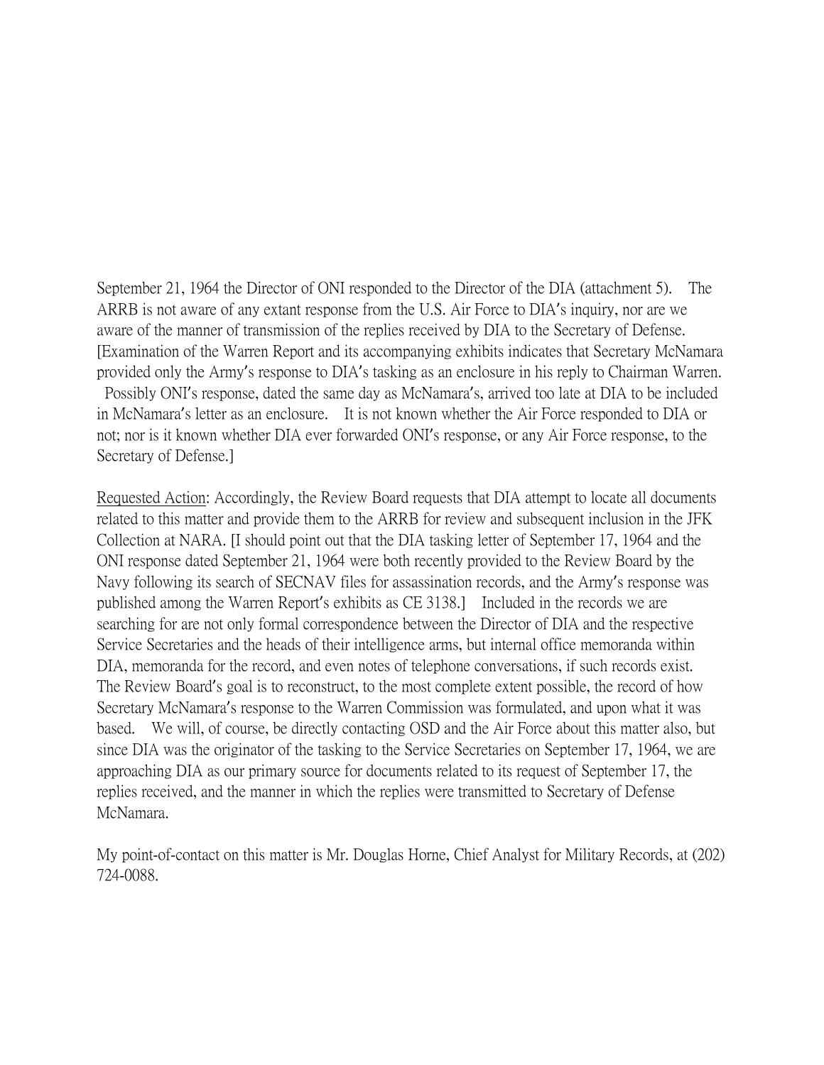September 21, 1964 the Director of ONI responded to the Director of the DIA (attachment 5). The ARRB is not aware of any extant response from the U.S. Air Force to DIA's inquiry, nor are we aware of the manner of transmission of the replies received by DIA to the Secretary of Defense. [Examination of the Warren Report and its accompanying exhibits indicates that Secretary McNamara provided only the Army's response to DIA's tasking as an enclosure in his reply to Chairman Warren. Possibly ONI's response, dated the same day as McNamara's, arrived too late at DIA to be included in McNamara's letter as an enclosure. It is not known whether the Air Force responded to DIA or not; nor is it known whether DIA ever forwarded ONI's response, or any Air Force response, to the Secretary of Defense.]

<u>Requested Action</u>: Accordingly, the Review Board requests that DIA attempt to locate all documents related to this matter and provide them to the ARRB for review and subsequent inclusion in the JFK Collection at NARA. [I should point out that the DIA tasking letter of September 17, 1964 and the ONI response dated September 21, 1964 were both recently provided to the Review Board by the Navy following its search of SECNAV files for assassination records, and the Army's response was published among the Warren Report's exhibits as CE 3138.] Included in the records we are searching for are not only formal correspondence between the Director of DIA and the respective Service Secretaries and the heads of their intelligence arms, but internal office memoranda within DIA, memoranda for the record, and even notes of telephone conversations, if such records exist. The Review Board's goal is to reconstruct, to the most complete extent possible, the record of how Secretary McNamara's response to the Warren Commission was formulated, and upon what it was based. We will, of course, be directly contacting OSD and the Air Force about this matter also, but since DIA was the originator of the tasking to the Service Secretaries on September 17, 1964, we are approaching DIA as our primary source for documents related to its request of September 17, the replies received, and the manner in which the replies were transmitted to Secretary of Defense McNamara.

My point-of-contact on this matter is Mr. Douglas Horne, Chief Analyst for Military Records, at (202) 724-0088.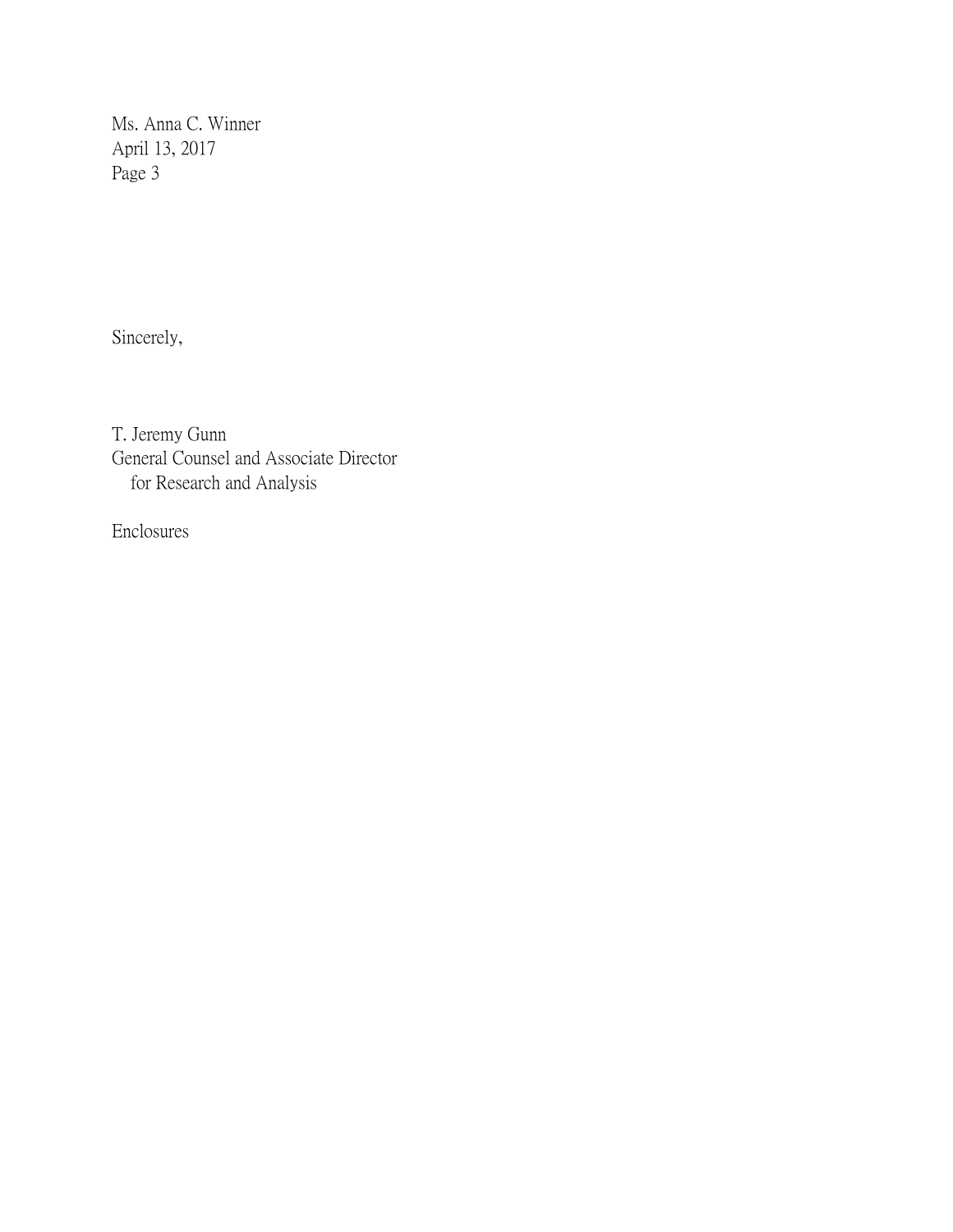Sincerely,

T. Jeremy Gunn
General Counsel and Associate Director
for Research and Analysis

Enclosures